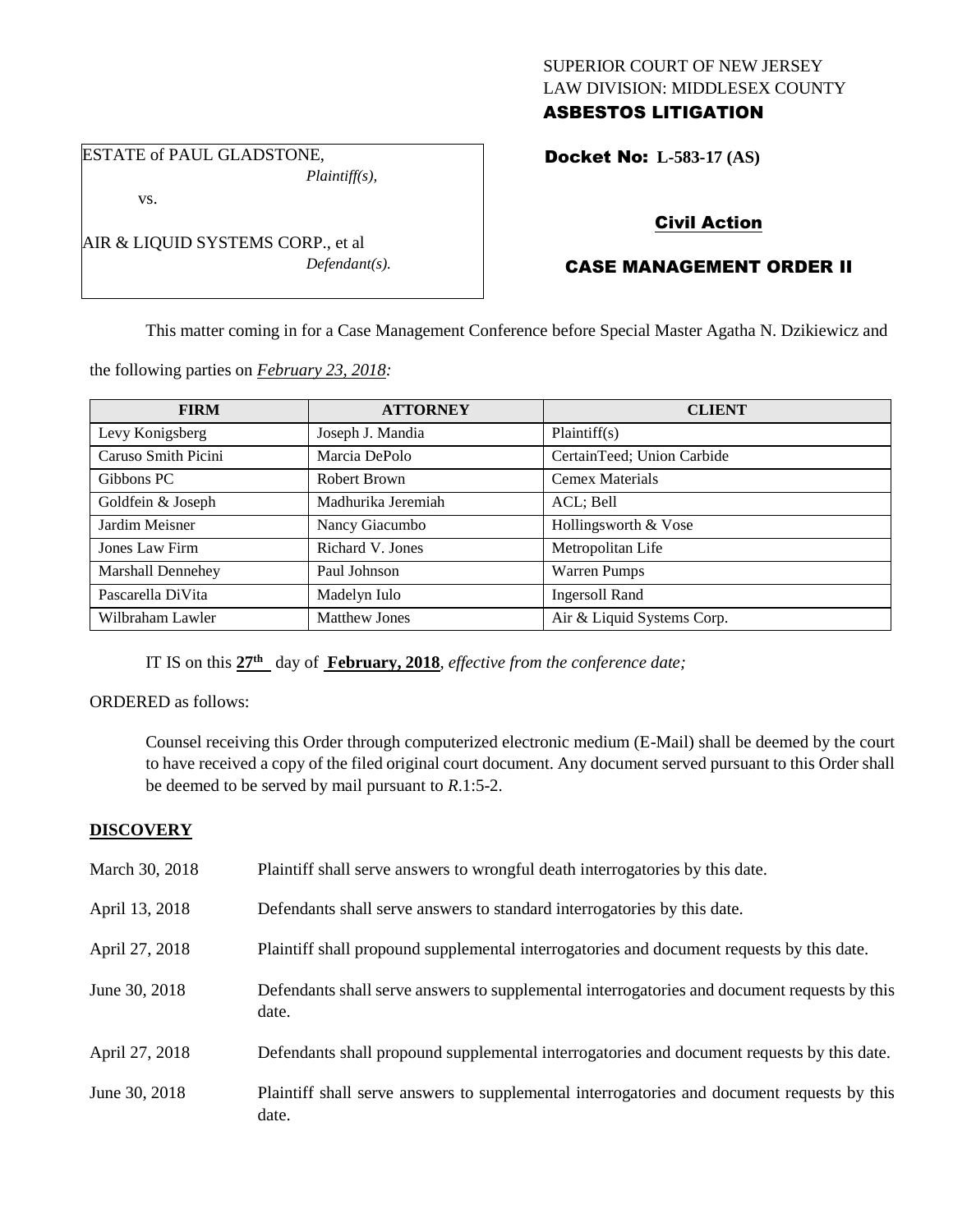SUPERIOR COURT OF NEW JERSEY
LAW DIVISION: MIDDLESEX COUNTY
**ASBESTOS LITIGATION**

ESTATE of PAUL GLADSTONE,
*Plaintiff(s),*

vs.

AIR & LIQUID SYSTEMS CORP., et al
*Defendant(s).*

**Docket No: L-583-17 (AS)**

**Civil Action**

**CASE MANAGEMENT ORDER II**

This matter coming in for a Case Management Conference before Special Master Agatha N. Dzikiewicz and the following parties on *February 23, 2018:*

| FIRM | ATTORNEY | CLIENT |
|---|---|---|
| Levy Konigsberg | Joseph J. Mandia | Plaintiff(s) |
| Caruso Smith Picini | Marcia DePolo | CertainTeed; Union Carbide |
| Gibbons PC | Robert Brown | Cemex Materials |
| Goldfein & Joseph | Madhurika Jeremiah | ACL; Bell |
| Jardim Meisner | Nancy Giacumbo | Hollingsworth & Vose |
| Jones Law Firm | Richard V. Jones | Metropolitan Life |
| Marshall Dennehey | Paul Johnson | Warren Pumps |
| Pascarella DiVita | Madelyn Iulo | Ingersoll Rand |
| Wilbraham Lawler | Matthew Jones | Air & Liquid Systems Corp. |

IT IS on this **27th** day of **February, 2018**, *effective from the conference date;*

ORDERED as follows:

Counsel receiving this Order through computerized electronic medium (E-Mail) shall be deemed by the court to have received a copy of the filed original court document. Any document served pursuant to this Order shall be deemed to be served by mail pursuant to *R*.1:5-2.

**DISCOVERY**

| | |
|---|---|
| March 30, 2018 | Plaintiff shall serve answers to wrongful death interrogatories by this date. |
| April 13, 2018 | Defendants shall serve answers to standard interrogatories by this date. |
| April 27, 2018 | Plaintiff shall propound supplemental interrogatories and document requests by this date. |
| June 30, 2018 | Defendants shall serve answers to supplemental interrogatories and document requests by this date. |
| April 27, 2018 | Defendants shall propound supplemental interrogatories and document requests by this date. |
| June 30, 2018 | Plaintiff shall serve answers to supplemental interrogatories and document requests by this date. |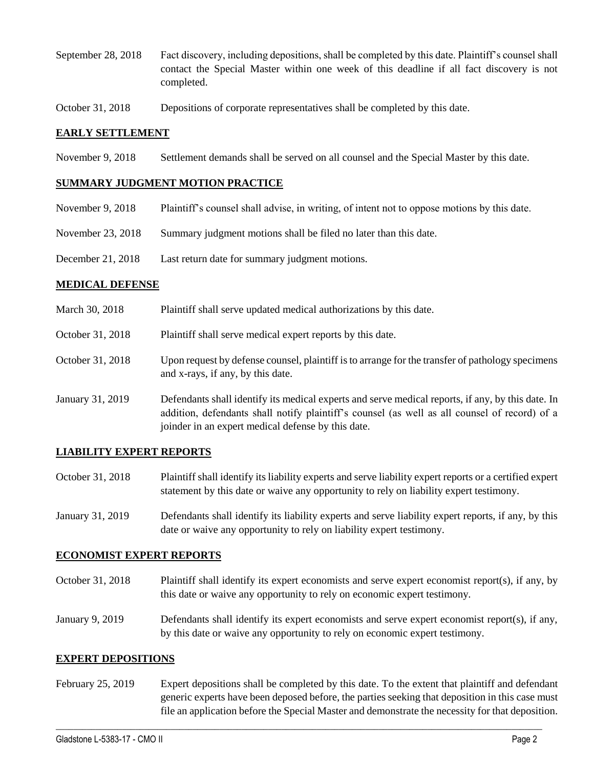| | |
|---|---|
| September 28, 2018 | Fact discovery, including depositions, shall be completed by this date. Plaintiff's counsel shall contact the Special Master within one week of this deadline if all fact discovery is not completed. |
| October 31, 2018 | Depositions of corporate representatives shall be completed by this date. |

## EARLY SETTLEMENT

| | |
|---|---|
| November 9, 2018 | Settlement demands shall be served on all counsel and the Special Master by this date. |

## SUMMARY JUDGMENT MOTION PRACTICE

| | |
|---|---|
| November 9, 2018 | Plaintiff's counsel shall advise, in writing, of intent not to oppose motions by this date. |
| November 23, 2018 | Summary judgment motions shall be filed no later than this date. |
| December 21, 2018 | Last return date for summary judgment motions. |

## MEDICAL DEFENSE

| | |
|---|---|
| March 30, 2018 | Plaintiff shall serve updated medical authorizations by this date. |
| October 31, 2018 | Plaintiff shall serve medical expert reports by this date. |
| October 31, 2018 | Upon request by defense counsel, plaintiff is to arrange for the transfer of pathology specimens and x-rays, if any, by this date. |
| January 31, 2019 | Defendants shall identify its medical experts and serve medical reports, if any, by this date. In addition, defendants shall notify plaintiff's counsel (as well as all counsel of record) of a joinder in an expert medical defense by this date. |

## LIABILITY EXPERT REPORTS

| | |
|---|---|
| October 31, 2018 | Plaintiff shall identify its liability experts and serve liability expert reports or a certified expert statement by this date or waive any opportunity to rely on liability expert testimony. |
| January 31, 2019 | Defendants shall identify its liability experts and serve liability expert reports, if any, by this date or waive any opportunity to rely on liability expert testimony. |

## ECONOMIST EXPERT REPORTS

| | |
|---|---|
| October 31, 2018 | Plaintiff shall identify its expert economists and serve expert economist report(s), if any, by this date or waive any opportunity to rely on economic expert testimony. |
| January 9, 2019 | Defendants shall identify its expert economists and serve expert economist report(s), if any, by this date or waive any opportunity to rely on economic expert testimony. |

## EXPERT DEPOSITIONS

| | |
|---|---|
| February 25, 2019 | Expert depositions shall be completed by this date. To the extent that plaintiff and defendant generic experts have been deposed before, the parties seeking that deposition in this case must file an application before the Special Master and demonstrate the necessity for that deposition. |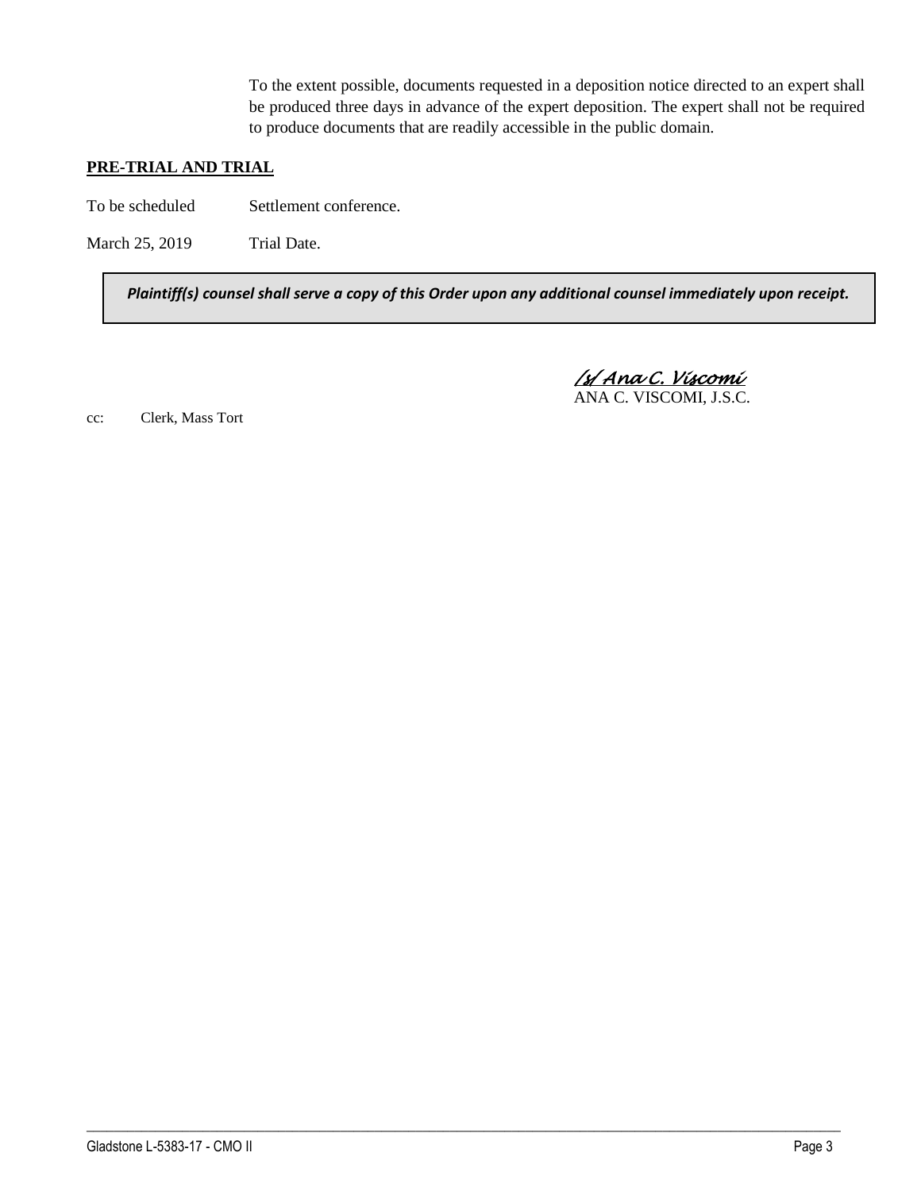To the extent possible, documents requested in a deposition notice directed to an expert shall be produced three days in advance of the expert deposition. The expert shall not be required to produce documents that are readily accessible in the public domain.

**PRE-TRIAL AND TRIAL**

| | |
|---|---|
| To be scheduled | Settlement conference. |
| March 25, 2019 | Trial Date. |

***Plaintiff(s) counsel shall serve a copy of this Order upon any additional counsel immediately upon receipt.***

/s/ Ana C. Viscomi
ANA C. VISCOMI, J.S.C.

cc: Clerk, Mass Tort